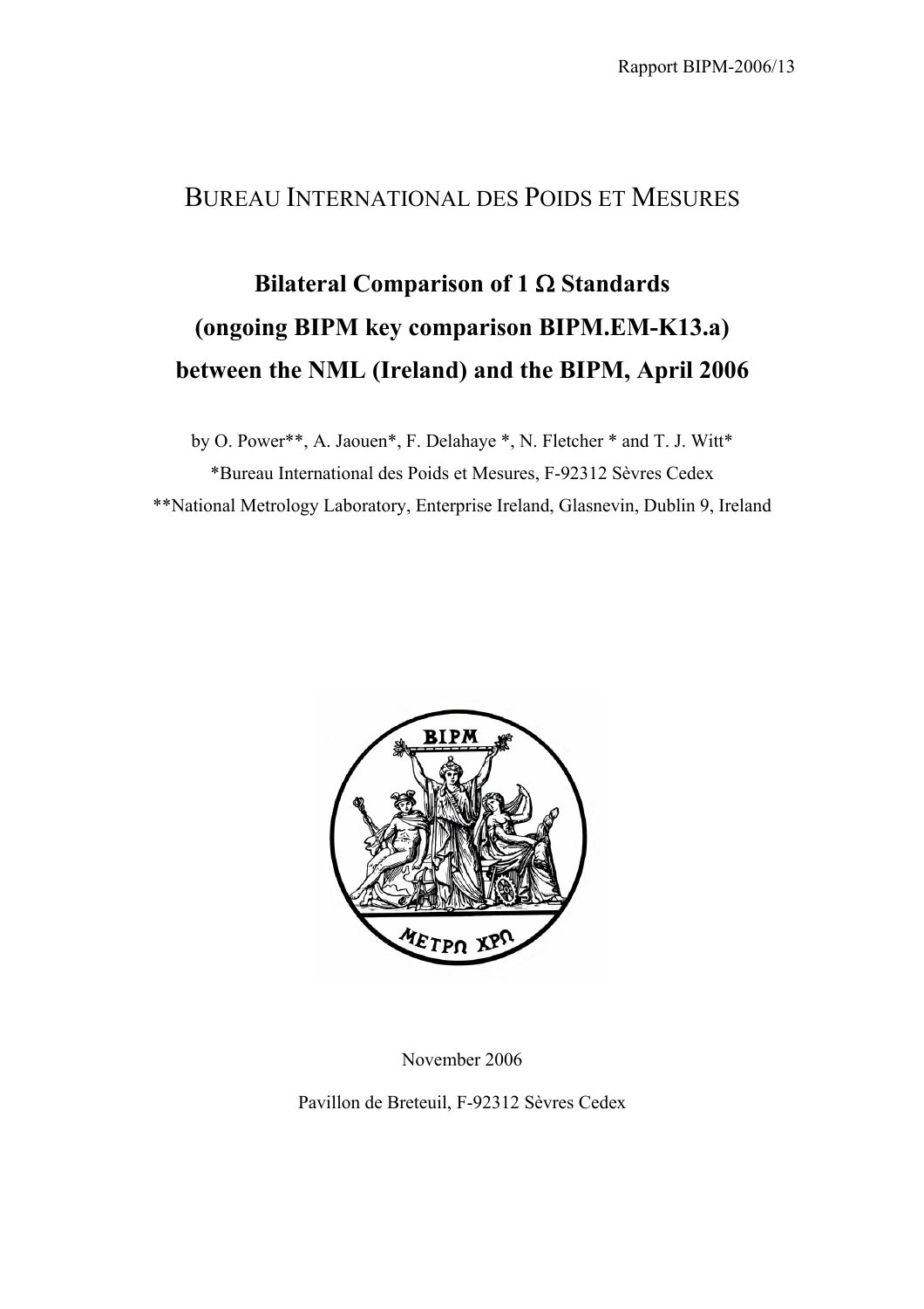Rapport BIPM-2006/13

# BUREAU INTERNATIONAL DES POIDS ET MESURES

# Bilateral Comparison of 1 Ω Standards (ongoing BIPM key comparison BIPM.EM-K13.a) between the NML (Ireland) and the BIPM, April 2006

by O. Power**, A. Jaouen*, F. Delahaye *, N. Fletcher * and T. J. Witt*

*Bureau International des Poids et Mesures, F-92312 Sèvres Cedex

**National Metrology Laboratory, Enterprise Ireland, Glasnevin, Dublin 9, Ireland

November 2006

Pavillon de Breteuil, F-92312 Sèvres Cedex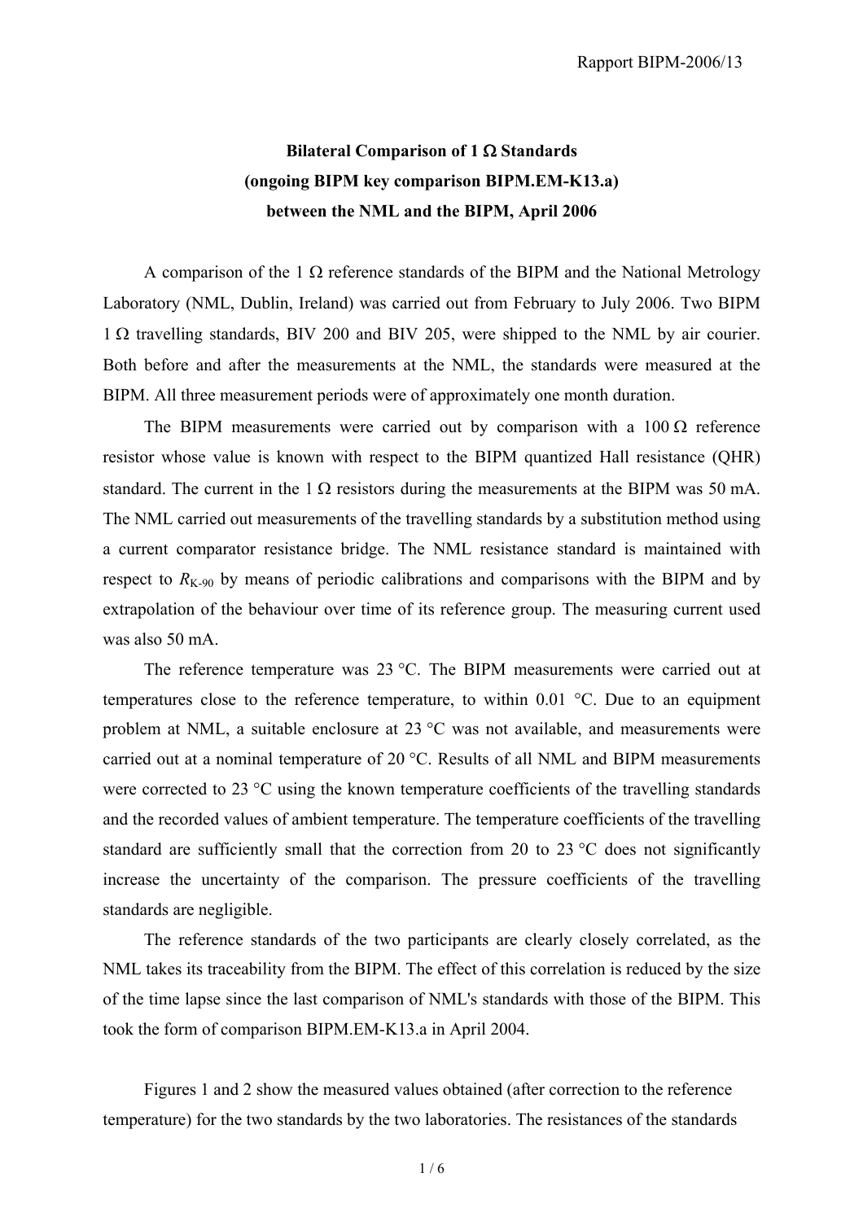**Bilateral Comparison of 1 Ω Standards**
**(ongoing BIPM key comparison BIPM.EM-K13.a)**
**between the NML and the BIPM, April 2006**

A comparison of the 1 Ω reference standards of the BIPM and the National Metrology Laboratory (NML, Dublin, Ireland) was carried out from February to July 2006. Two BIPM 1 Ω travelling standards, BIV 200 and BIV 205, were shipped to the NML by air courier. Both before and after the measurements at the NML, the standards were measured at the BIPM. All three measurement periods were of approximately one month duration.

The BIPM measurements were carried out by comparison with a 100 Ω reference resistor whose value is known with respect to the BIPM quantized Hall resistance (QHR) standard. The current in the 1 Ω resistors during the measurements at the BIPM was 50 mA. The NML carried out measurements of the travelling standards by a substitution method using a current comparator resistance bridge. The NML resistance standard is maintained with respect to $R_{K-90}$ by means of periodic calibrations and comparisons with the BIPM and by extrapolation of the behaviour over time of its reference group. The measuring current used was also 50 mA.

The reference temperature was 23 °C. The BIPM measurements were carried out at temperatures close to the reference temperature, to within 0.01 °C. Due to an equipment problem at NML, a suitable enclosure at 23 °C was not available, and measurements were carried out at a nominal temperature of 20 °C. Results of all NML and BIPM measurements were corrected to 23 °C using the known temperature coefficients of the travelling standards and the recorded values of ambient temperature. The temperature coefficients of the travelling standard are sufficiently small that the correction from 20 to 23 °C does not significantly increase the uncertainty of the comparison. The pressure coefficients of the travelling standards are negligible.

The reference standards of the two participants are clearly closely correlated, as the NML takes its traceability from the BIPM. The effect of this correlation is reduced by the size of the time lapse since the last comparison of NML's standards with those of the BIPM. This took the form of comparison BIPM.EM-K13.a in April 2004.

Figures 1 and 2 show the measured values obtained (after correction to the reference temperature) for the two standards by the two laboratories. The resistances of the standards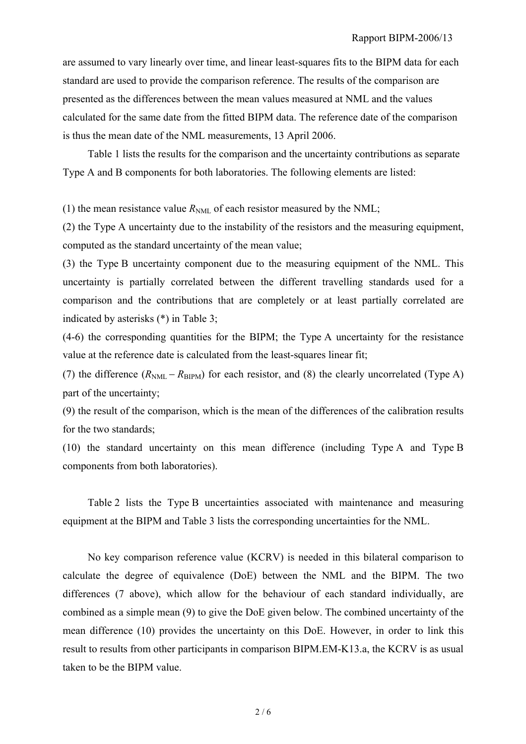are assumed to vary linearly over time, and linear least-squares fits to the BIPM data for each standard are used to provide the comparison reference. The results of the comparison are presented as the differences between the mean values measured at NML and the values calculated for the same date from the fitted BIPM data. The reference date of the comparison is thus the mean date of the NML measurements, 13 April 2006.

Table 1 lists the results for the comparison and the uncertainty contributions as separate Type A and B components for both laboratories. The following elements are listed:

(1) the mean resistance value $R_{\mathrm{NML}}$ of each resistor measured by the NML;

(2) the Type A uncertainty due to the instability of the resistors and the measuring equipment, computed as the standard uncertainty of the mean value;

(3) the Type B uncertainty component due to the measuring equipment of the NML. This uncertainty is partially correlated between the different travelling standards used for a comparison and the contributions that are completely or at least partially correlated are indicated by asterisks (*) in Table 3;

(4-6) the corresponding quantities for the BIPM; the Type A uncertainty for the resistance value at the reference date is calculated from the least-squares linear fit;

(7) the difference ($R_{\mathrm{NML}} - R_{\mathrm{BIPM}}$) for each resistor, and (8) the clearly uncorrelated (Type A) part of the uncertainty;

(9) the result of the comparison, which is the mean of the differences of the calibration results for the two standards;

(10) the standard uncertainty on this mean difference (including Type A and Type B components from both laboratories).

Table 2 lists the Type B uncertainties associated with maintenance and measuring equipment at the BIPM and Table 3 lists the corresponding uncertainties for the NML.

No key comparison reference value (KCRV) is needed in this bilateral comparison to calculate the degree of equivalence (DoE) between the NML and the BIPM. The two differences (7 above), which allow for the behaviour of each standard individually, are combined as a simple mean (9) to give the DoE given below. The combined uncertainty of the mean difference (10) provides the uncertainty on this DoE. However, in order to link this result to results from other participants in comparison BIPM.EM-K13.a, the KCRV is as usual taken to be the BIPM value.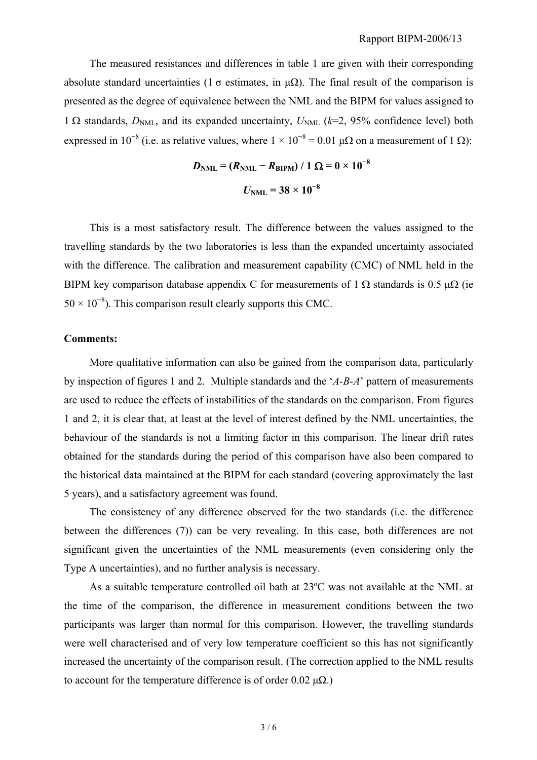The measured resistances and differences in table 1 are given with their corresponding absolute standard uncertainties (1 σ estimates, in μΩ). The final result of the comparison is presented as the degree of equivalence between the NML and the BIPM for values assigned to 1 Ω standards, $D_{\text{NML}}$, and its expanded uncertainty, $U_{\text{NML}}$ ($k$=2, 95% confidence level) both expressed in $10^{-8}$ (i.e. as relative values, where $1 \times 10^{-8} = 0.01$ μΩ on a measurement of 1 Ω):

$$\boldsymbol{D_{\text{NML}} = (R_{\text{NML}} - R_{\text{BIPM}}) / 1\ \Omega = 0 \times 10^{-8}}$$

$$\boldsymbol{U_{\text{NML}} = 38 \times 10^{-8}}$$

This is a most satisfactory result. The difference between the values assigned to the travelling standards by the two laboratories is less than the expanded uncertainty associated with the difference. The calibration and measurement capability (CMC) of NML held in the BIPM key comparison database appendix C for measurements of 1 Ω standards is 0.5 μΩ (ie $50 \times 10^{-8}$). This comparison result clearly supports this CMC.

**Comments:**

More qualitative information can also be gained from the comparison data, particularly by inspection of figures 1 and 2. Multiple standards and the '*A-B-A*' pattern of measurements are used to reduce the effects of instabilities of the standards on the comparison. From figures 1 and 2, it is clear that, at least at the level of interest defined by the NML uncertainties, the behaviour of the standards is not a limiting factor in this comparison. The linear drift rates obtained for the standards during the period of this comparison have also been compared to the historical data maintained at the BIPM for each standard (covering approximately the last 5 years), and a satisfactory agreement was found.

The consistency of any difference observed for the two standards (i.e. the difference between the differences (7)) can be very revealing. In this case, both differences are not significant given the uncertainties of the NML measurements (even considering only the Type A uncertainties), and no further analysis is necessary.

As a suitable temperature controlled oil bath at 23ºC was not available at the NML at the time of the comparison, the difference in measurement conditions between the two participants was larger than normal for this comparison. However, the travelling standards were well characterised and of very low temperature coefficient so this has not significantly increased the uncertainty of the comparison result. (The correction applied to the NML results to account for the temperature difference is of order 0.02 μΩ.)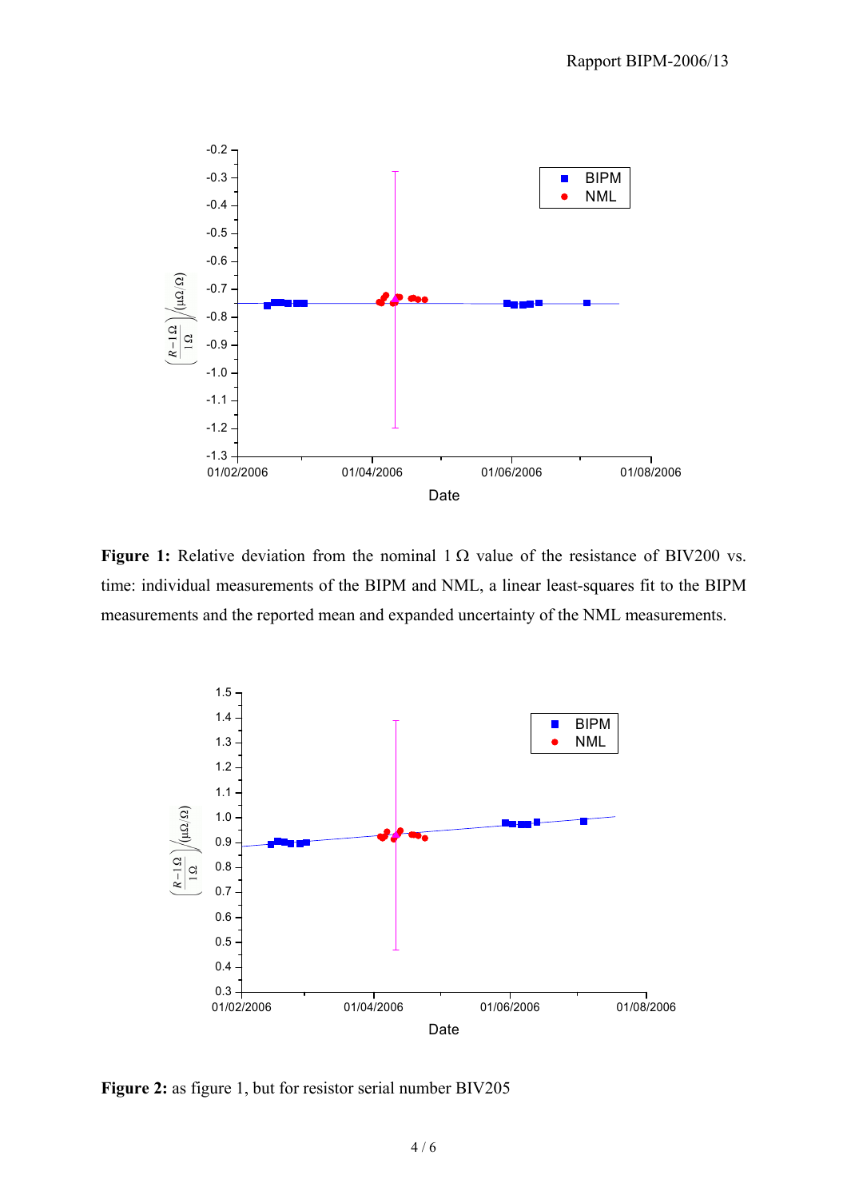**Figure 1:** Relative deviation from the nominal 1 Ω value of the resistance of BIV200 vs. time: individual measurements of the BIPM and NML, a linear least-squares fit to the BIPM measurements and the reported mean and expanded uncertainty of the NML measurements.

**Figure 2:** as figure 1, but for resistor serial number BIV205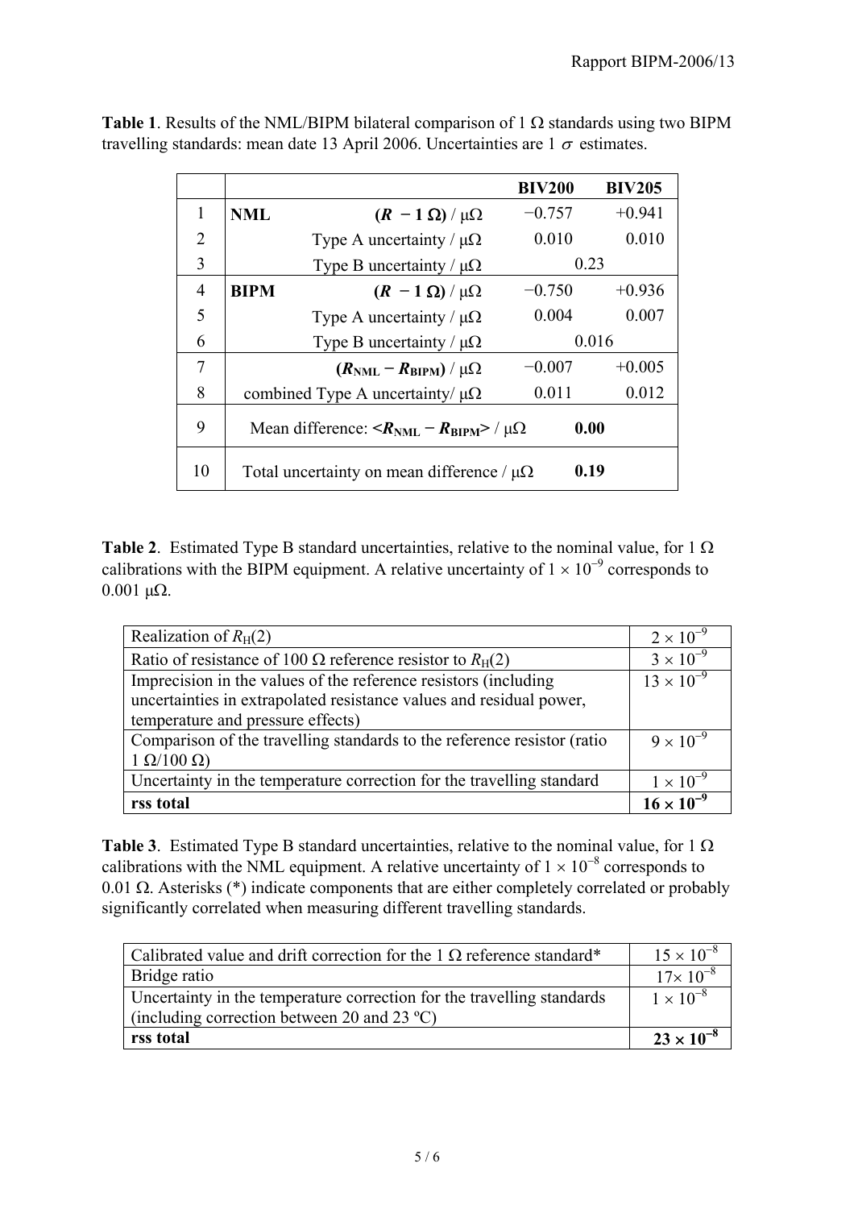**Table 1**. Results of the NML/BIPM bilateral comparison of 1 Ω standards using two BIPM travelling standards: mean date 13 April 2006. Uncertainties are 1 $\sigma$ estimates.

| | | | **BIV200** | **BIV205** |
|---|---|---|---|---|
| 1 | **NML** | **($R$ − 1 Ω)** / μΩ | −0.757 | +0.941 |
| 2 | | Type A uncertainty / μΩ | 0.010 | 0.010 |
| 3 | | Type B uncertainty / μΩ | 0.23 | |
| 4 | **BIPM** | **($R$ − 1 Ω)** / μΩ | −0.750 | +0.936 |
| 5 | | Type A uncertainty / μΩ | 0.004 | 0.007 |
| 6 | | Type B uncertainty / μΩ | 0.016 | |
| 7 | | **($R_{\mathrm{NML}} - R_{\mathrm{BIPM}}$)** / μΩ | −0.007 | +0.005 |
| 8 | | combined Type A uncertainty/ μΩ | 0.011 | 0.012 |
| 9 | | Mean difference: **<$R_{\mathrm{NML}} - R_{\mathrm{BIPM}}$>** / μΩ | **0.00** | |
| 10 | | Total uncertainty on mean difference / μΩ | **0.19** | |

**Table 2**. Estimated Type B standard uncertainties, relative to the nominal value, for 1 Ω calibrations with the BIPM equipment. A relative uncertainty of $1 \times 10^{-9}$ corresponds to 0.001 μΩ.

| | |
|---|---|
| Realization of $R_{\mathrm{H}}(2)$ | $2 \times 10^{-9}$ |
| Ratio of resistance of 100 Ω reference resistor to $R_{\mathrm{H}}(2)$ | $3 \times 10^{-9}$ |
| Imprecision in the values of the reference resistors (including uncertainties in extrapolated resistance values and residual power, temperature and pressure effects) | $13 \times 10^{-9}$ |
| Comparison of the travelling standards to the reference resistor (ratio 1 Ω/100 Ω) | $9 \times 10^{-9}$ |
| Uncertainty in the temperature correction for the travelling standard | $1 \times 10^{-9}$ |
| **rss total** | $\mathbf{16 \times 10^{-9}}$ |

**Table 3**. Estimated Type B standard uncertainties, relative to the nominal value, for 1 Ω calibrations with the NML equipment. A relative uncertainty of $1 \times 10^{-8}$ corresponds to 0.01 Ω. Asterisks (*) indicate components that are either completely correlated or probably significantly correlated when measuring different travelling standards.

| | |
|---|---|
| Calibrated value and drift correction for the 1 Ω reference standard* | $15 \times 10^{-8}$ |
| Bridge ratio | $17 \times 10^{-8}$ |
| Uncertainty in the temperature correction for the travelling standards (including correction between 20 and 23 ºC) | $1 \times 10^{-8}$ |
| **rss total** | $\mathbf{23 \times 10^{-8}}$ |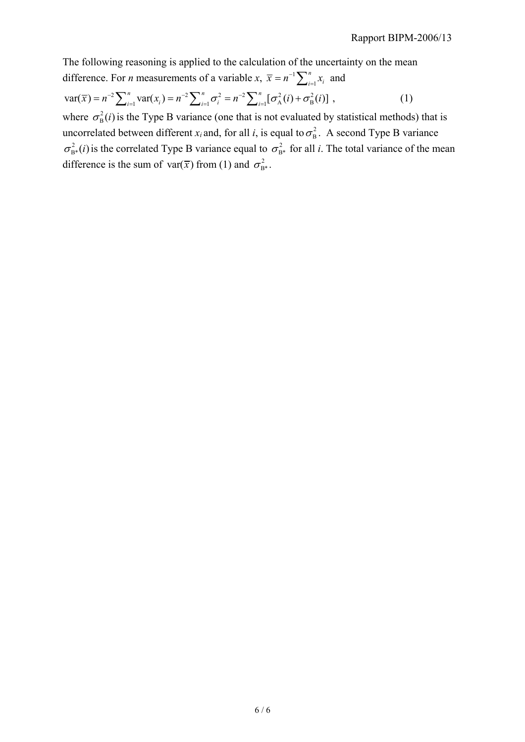The following reasoning is applied to the calculation of the uncertainty on the mean difference. For *n* measurements of a variable *x*, $\overline{x} = n^{-1}\sum_{i=1}^{n} x_i$ and

$$\mathrm{var}(\overline{x}) = n^{-2}\sum_{i=1}^{n} \mathrm{var}(x_i) = n^{-2}\sum_{i=1}^{n} \sigma_i^2 = n^{-2}\sum_{i=1}^{n}[\sigma_{\mathrm{A}}^2(i) + \sigma_{\mathrm{B}}^2(i)] \ , \tag{1}$$

where $\sigma_{\mathrm{B}}^2(i)$ is the Type B variance (one that is not evaluated by statistical methods) that is uncorrelated between different $x_i$ and, for all *i*, is equal to $\sigma_{\mathrm{B}}^2$. A second Type B variance $\sigma_{\mathrm{B*}}^2(i)$ is the correlated Type B variance equal to $\sigma_{\mathrm{B*}}^2$ for all *i*. The total variance of the mean difference is the sum of $\mathrm{var}(\overline{x})$ from (1) and $\sigma_{\mathrm{B*}}^2$.